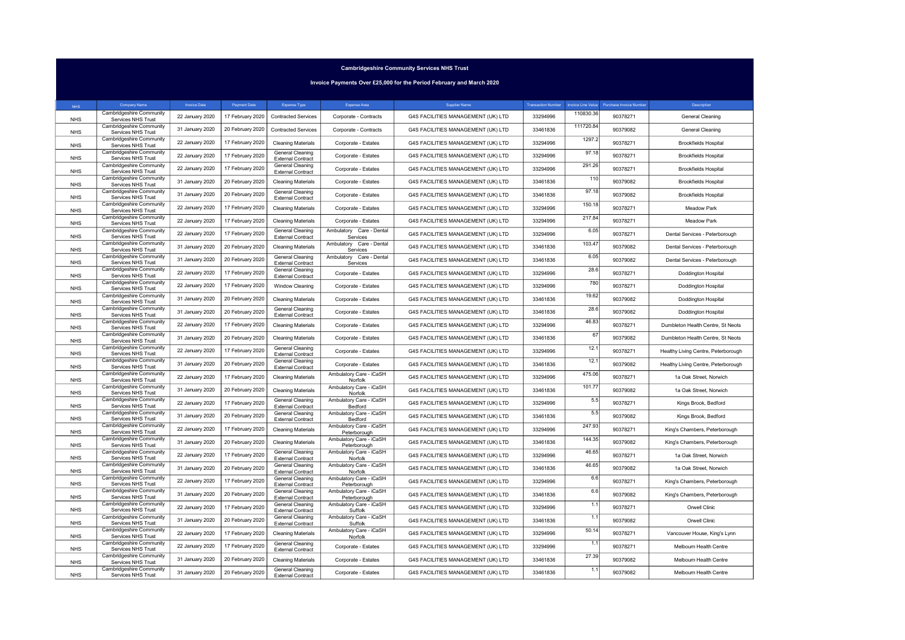# Cambridgeshire Community Services NHS Trust

## Invoice Payments Over £25,000 for the Period February and March 2020

| NHS | Company Name | Invoice Date | Payment Date | Expense Type | Expense Area | Supplier Name | Transaction Number | Invoice Line Value | Purchase Invoice Number | Description |
|---|---|---|---|---|---|---|---|---|---|---|
| NHS | Cambridgeshire Community Services NHS Trust | 22 January 2020 | 17 February 2020 | Contracted Services | Corporate - Contracts | G4S FACILITIES MANAGEMENT (UK) LTD | 33294996 | 110830.36 | 90378271 | General Cleaning |
| NHS | Cambridgeshire Community Services NHS Trust | 31 January 2020 | 20 February 2020 | Contracted Services | Corporate - Contracts | G4S FACILITIES MANAGEMENT (UK) LTD | 33461836 | 111720.84 | 90379082 | General Cleaning |
| NHS | Cambridgeshire Community Services NHS Trust | 22 January 2020 | 17 February 2020 | Cleaning Materials | Corporate - Estates | G4S FACILITIES MANAGEMENT (UK) LTD | 33294996 | 1297.2 | 90378271 | Brookfields Hospital |
| NHS | Cambridgeshire Community Services NHS Trust | 22 January 2020 | 17 February 2020 | General Cleaning External Contract | Corporate - Estates | G4S FACILITIES MANAGEMENT (UK) LTD | 33294996 | 97.18 | 90378271 | Brookfields Hospital |
| NHS | Cambridgeshire Community Services NHS Trust | 22 January 2020 | 17 February 2020 | General Cleaning External Contract | Corporate - Estates | G4S FACILITIES MANAGEMENT (UK) LTD | 33294996 | 291.26 | 90378271 | Brookfields Hospital |
| NHS | Cambridgeshire Community Services NHS Trust | 31 January 2020 | 20 February 2020 | Cleaning Materials | Corporate - Estates | G4S FACILITIES MANAGEMENT (UK) LTD | 33461836 | 110 | 90379082 | Brookfields Hospital |
| NHS | Cambridgeshire Community Services NHS Trust | 31 January 2020 | 20 February 2020 | General Cleaning External Contract | Corporate - Estates | G4S FACILITIES MANAGEMENT (UK) LTD | 33461836 | 97.18 | 90379082 | Brookfields Hospital |
| NHS | Cambridgeshire Community Services NHS Trust | 22 January 2020 | 17 February 2020 | Cleaning Materials | Corporate - Estates | G4S FACILITIES MANAGEMENT (UK) LTD | 33294996 | 150.18 | 90378271 | Meadow Park |
| NHS | Cambridgeshire Community Services NHS Trust | 22 January 2020 | 17 February 2020 | Cleaning Materials | Corporate - Estates | G4S FACILITIES MANAGEMENT (UK) LTD | 33294996 | 217.84 | 90378271 | Meadow Park |
| NHS | Cambridgeshire Community Services NHS Trust | 22 January 2020 | 17 February 2020 | General Cleaning External Contract | Ambulatory Care - Dental Services | G4S FACILITIES MANAGEMENT (UK) LTD | 33294996 | 6.05 | 90378271 | Dental Services - Peterborough |
| NHS | Cambridgeshire Community Services NHS Trust | 31 January 2020 | 20 February 2020 | Cleaning Materials | Ambulatory Care - Dental Services | G4S FACILITIES MANAGEMENT (UK) LTD | 33461836 | 103.47 | 90379082 | Dental Services - Peterborough |
| NHS | Cambridgeshire Community Services NHS Trust | 31 January 2020 | 20 February 2020 | General Cleaning External Contract | Ambulatory Care - Dental Services | G4S FACILITIES MANAGEMENT (UK) LTD | 33461836 | 6.05 | 90379082 | Dental Services - Peterborough |
| NHS | Cambridgeshire Community Services NHS Trust | 22 January 2020 | 17 February 2020 | General Cleaning External Contract | Corporate - Estates | G4S FACILITIES MANAGEMENT (UK) LTD | 33294996 | 28.6 | 90378271 | Doddington Hospital |
| NHS | Cambridgeshire Community Services NHS Trust | 22 January 2020 | 17 February 2020 | Window Cleaning | Corporate - Estates | G4S FACILITIES MANAGEMENT (UK) LTD | 33294996 | 780 | 90378271 | Doddington Hospital |
| NHS | Cambridgeshire Community Services NHS Trust | 31 January 2020 | 20 February 2020 | Cleaning Materials | Corporate - Estates | G4S FACILITIES MANAGEMENT (UK) LTD | 33461836 | 19.62 | 90379082 | Doddington Hospital |
| NHS | Cambridgeshire Community Services NHS Trust | 31 January 2020 | 20 February 2020 | General Cleaning External Contract | Corporate - Estates | G4S FACILITIES MANAGEMENT (UK) LTD | 33461836 | 28.6 | 90379082 | Doddington Hospital |
| NHS | Cambridgeshire Community Services NHS Trust | 22 January 2020 | 17 February 2020 | Cleaning Materials | Corporate - Estates | G4S FACILITIES MANAGEMENT (UK) LTD | 33294996 | 46.83 | 90378271 | Dumbleton Health Centre, St Neots |
| NHS | Cambridgeshire Community Services NHS Trust | 31 January 2020 | 20 February 2020 | Cleaning Materials | Corporate - Estates | G4S FACILITIES MANAGEMENT (UK) LTD | 33461836 | 67 | 90379082 | Dumbleton Health Centre, St Neots |
| NHS | Cambridgeshire Community Services NHS Trust | 22 January 2020 | 17 February 2020 | General Cleaning External Contract | Corporate - Estates | G4S FACILITIES MANAGEMENT (UK) LTD | 33294996 | 12.1 | 90378271 | Healthy Living Centre, Peterborough |
| NHS | Cambridgeshire Community Services NHS Trust | 31 January 2020 | 20 February 2020 | General Cleaning External Contract | Corporate - Estates | G4S FACILITIES MANAGEMENT (UK) LTD | 33461836 | 12.1 | 90379082 | Healthy Living Centre, Peterborough |
| NHS | Cambridgeshire Community Services NHS Trust | 22 January 2020 | 17 February 2020 | Cleaning Materials | Ambulatory Care - iCaSH Norfolk | G4S FACILITIES MANAGEMENT (UK) LTD | 33294996 | 475.06 | 90378271 | 1a Oak Street, Norwich |
| NHS | Cambridgeshire Community Services NHS Trust | 31 January 2020 | 20 February 2020 | Cleaning Materials | Ambulatory Care - iCaSH Norfolk | G4S FACILITIES MANAGEMENT (UK) LTD | 33461836 | 101.77 | 90379082 | 1a Oak Street, Norwich |
| NHS | Cambridgeshire Community Services NHS Trust | 22 January 2020 | 17 February 2020 | General Cleaning External Contract | Ambulatory Care - iCaSH Bedford | G4S FACILITIES MANAGEMENT (UK) LTD | 33294996 | 5.5 | 90378271 | Kings Brook, Bedford |
| NHS | Cambridgeshire Community Services NHS Trust | 31 January 2020 | 20 February 2020 | General Cleaning External Contract | Ambulatory Care - iCaSH Bedford | G4S FACILITIES MANAGEMENT (UK) LTD | 33461836 | 5.5 | 90379082 | Kings Brook, Bedford |
| NHS | Cambridgeshire Community Services NHS Trust | 22 January 2020 | 17 February 2020 | Cleaning Materials | Ambulatory Care - iCaSH Peterborough | G4S FACILITIES MANAGEMENT (UK) LTD | 33294996 | 247.93 | 90378271 | King's Chambers, Peterborough |
| NHS | Cambridgeshire Community Services NHS Trust | 31 January 2020 | 20 February 2020 | Cleaning Materials | Ambulatory Care - iCaSH Peterborough | G4S FACILITIES MANAGEMENT (UK) LTD | 33461836 | 144.35 | 90379082 | King's Chambers, Peterborough |
| NHS | Cambridgeshire Community Services NHS Trust | 22 January 2020 | 17 February 2020 | General Cleaning External Contract | Ambulatory Care - iCaSH Norfolk | G4S FACILITIES MANAGEMENT (UK) LTD | 33294996 | 46.65 | 90378271 | 1a Oak Street, Norwich |
| NHS | Cambridgeshire Community Services NHS Trust | 31 January 2020 | 20 February 2020 | General Cleaning External Contract | Ambulatory Care - iCaSH Norfolk | G4S FACILITIES MANAGEMENT (UK) LTD | 33461836 | 46.65 | 90379082 | 1a Oak Street, Norwich |
| NHS | Cambridgeshire Community Services NHS Trust | 22 January 2020 | 17 February 2020 | General Cleaning External Contract | Ambulatory Care - iCaSH Peterborough | G4S FACILITIES MANAGEMENT (UK) LTD | 33294996 | 6.6 | 90378271 | King's Chambers, Peterborough |
| NHS | Cambridgeshire Community Services NHS Trust | 31 January 2020 | 20 February 2020 | General Cleaning External Contract | Ambulatory Care - iCaSH Peterborough | G4S FACILITIES MANAGEMENT (UK) LTD | 33461836 | 6.6 | 90379082 | King's Chambers, Peterborough |
| NHS | Cambridgeshire Community Services NHS Trust | 22 January 2020 | 17 February 2020 | General Cleaning External Contract | Ambulatory Care - iCaSH Suffolk | G4S FACILITIES MANAGEMENT (UK) LTD | 33294996 | 1.1 | 90378271 | Orwell Clinic |
| NHS | Cambridgeshire Community Services NHS Trust | 31 January 2020 | 20 February 2020 | General Cleaning External Contract | Ambulatory Care - iCaSH Suffolk | G4S FACILITIES MANAGEMENT (UK) LTD | 33461836 | 1.1 | 90379082 | Orwell Clinic |
| NHS | Cambridgeshire Community Services NHS Trust | 22 January 2020 | 17 February 2020 | Cleaning Materials | Ambulatory Care - iCaSH Norfolk | G4S FACILITIES MANAGEMENT (UK) LTD | 33294996 | 50.14 | 90378271 | Vancouver House, King's Lynn |
| NHS | Cambridgeshire Community Services NHS Trust | 22 January 2020 | 17 February 2020 | General Cleaning External Contract | Corporate - Estates | G4S FACILITIES MANAGEMENT (UK) LTD | 33294996 | 1.1 | 90378271 | Melbourn Health Centre |
| NHS | Cambridgeshire Community Services NHS Trust | 31 January 2020 | 20 February 2020 | Cleaning Materials | Corporate - Estates | G4S FACILITIES MANAGEMENT (UK) LTD | 33461836 | 27.39 | 90379082 | Melbourn Health Centre |
| NHS | Cambridgeshire Community Services NHS Trust | 31 January 2020 | 20 February 2020 | General Cleaning External Contract | Corporate - Estates | G4S FACILITIES MANAGEMENT (UK) LTD | 33461836 | 1.1 | 90379082 | Melbourn Health Centre |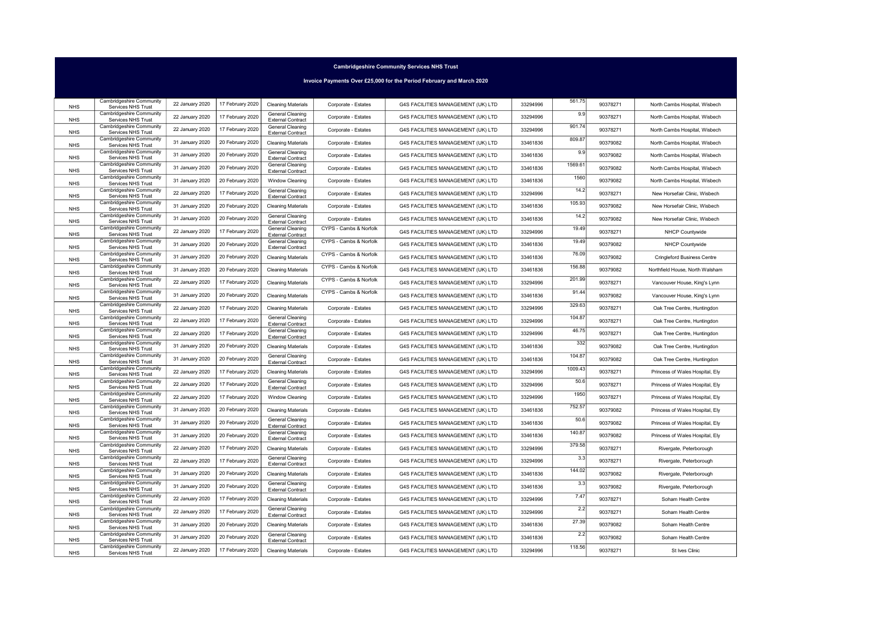**Cambridgeshire Community Services NHS Trust**

**Invoice Payments Over £25,000 for the Period February and March 2020**

| | | | | | | | | | | |
|---|---|---|---|---|---|---|---|---|---|---|
| NHS | Cambridgeshire Community Services NHS Trust | 22 January 2020 | 17 February 2020 | Cleaning Materials | Corporate - Estates | G4S FACILITIES MANAGEMENT (UK) LTD | 33294996 | 561.75 | 90378271 | North Cambs Hospital, Wisbech |
| NHS | Cambridgeshire Community Services NHS Trust | 22 January 2020 | 17 February 2020 | General Cleaning External Contract | Corporate - Estates | G4S FACILITIES MANAGEMENT (UK) LTD | 33294996 | 9.9 | 90378271 | North Cambs Hospital, Wisbech |
| NHS | Cambridgeshire Community Services NHS Trust | 22 January 2020 | 17 February 2020 | General Cleaning External Contract | Corporate - Estates | G4S FACILITIES MANAGEMENT (UK) LTD | 33294996 | 901.74 | 90378271 | North Cambs Hospital, Wisbech |
| NHS | Cambridgeshire Community Services NHS Trust | 31 January 2020 | 20 February 2020 | Cleaning Materials | Corporate - Estates | G4S FACILITIES MANAGEMENT (UK) LTD | 33461836 | 809.87 | 90379082 | North Cambs Hospital, Wisbech |
| NHS | Cambridgeshire Community Services NHS Trust | 31 January 2020 | 20 February 2020 | General Cleaning External Contract | Corporate - Estates | G4S FACILITIES MANAGEMENT (UK) LTD | 33461836 | 9.9 | 90379082 | North Cambs Hospital, Wisbech |
| NHS | Cambridgeshire Community Services NHS Trust | 31 January 2020 | 20 February 2020 | General Cleaning External Contract | Corporate - Estates | G4S FACILITIES MANAGEMENT (UK) LTD | 33461836 | 1569.61 | 90379082 | North Cambs Hospital, Wisbech |
| NHS | Cambridgeshire Community Services NHS Trust | 31 January 2020 | 20 February 2020 | Window Cleaning | Corporate - Estates | G4S FACILITIES MANAGEMENT (UK) LTD | 33461836 | 1560 | 90379082 | North Cambs Hospital, Wisbech |
| NHS | Cambridgeshire Community Services NHS Trust | 22 January 2020 | 17 February 2020 | General Cleaning External Contract | Corporate - Estates | G4S FACILITIES MANAGEMENT (UK) LTD | 33294996 | 14.2 | 90378271 | New Horsefair Clinic, Wisbech |
| NHS | Cambridgeshire Community Services NHS Trust | 31 January 2020 | 20 February 2020 | Cleaning Materials | Corporate - Estates | G4S FACILITIES MANAGEMENT (UK) LTD | 33461836 | 105.93 | 90379082 | New Horsefair Clinic, Wisbech |
| NHS | Cambridgeshire Community Services NHS Trust | 31 January 2020 | 20 February 2020 | General Cleaning External Contract | Corporate - Estates | G4S FACILITIES MANAGEMENT (UK) LTD | 33461836 | 14.2 | 90379082 | New Horsefair Clinic, Wisbech |
| NHS | Cambridgeshire Community Services NHS Trust | 22 January 2020 | 17 February 2020 | General Cleaning External Contract | CYPS - Cambs & Norfolk | G4S FACILITIES MANAGEMENT (UK) LTD | 33294996 | 19.49 | 90378271 | NHCP Countywide |
| NHS | Cambridgeshire Community Services NHS Trust | 31 January 2020 | 20 February 2020 | General Cleaning External Contract | CYPS - Cambs & Norfolk | G4S FACILITIES MANAGEMENT (UK) LTD | 33461836 | 19.49 | 90379082 | NHCP Countywide |
| NHS | Cambridgeshire Community Services NHS Trust | 31 January 2020 | 20 February 2020 | Cleaning Materials | CYPS - Cambs & Norfolk | G4S FACILITIES MANAGEMENT (UK) LTD | 33461836 | 76.09 | 90379082 | Cringleford Business Centre |
| NHS | Cambridgeshire Community Services NHS Trust | 31 January 2020 | 20 February 2020 | Cleaning Materials | CYPS - Cambs & Norfolk | G4S FACILITIES MANAGEMENT (UK) LTD | 33461836 | 156.88 | 90379082 | Northfield House, North Walsham |
| NHS | Cambridgeshire Community Services NHS Trust | 22 January 2020 | 17 February 2020 | Cleaning Materials | CYPS - Cambs & Norfolk | G4S FACILITIES MANAGEMENT (UK) LTD | 33294996 | 201.99 | 90378271 | Vancouver House, King's Lynn |
| NHS | Cambridgeshire Community Services NHS Trust | 31 January 2020 | 20 February 2020 | Cleaning Materials | CYPS - Cambs & Norfolk | G4S FACILITIES MANAGEMENT (UK) LTD | 33461836 | 91.44 | 90379082 | Vancouver House, King's Lynn |
| NHS | Cambridgeshire Community Services NHS Trust | 22 January 2020 | 17 February 2020 | Cleaning Materials | Corporate - Estates | G4S FACILITIES MANAGEMENT (UK) LTD | 33294996 | 329.63 | 90378271 | Oak Tree Centre, Huntingdon |
| NHS | Cambridgeshire Community Services NHS Trust | 22 January 2020 | 17 February 2020 | General Cleaning External Contract | Corporate - Estates | G4S FACILITIES MANAGEMENT (UK) LTD | 33294996 | 104.87 | 90378271 | Oak Tree Centre, Huntingdon |
| NHS | Cambridgeshire Community Services NHS Trust | 22 January 2020 | 17 February 2020 | General Cleaning External Contract | Corporate - Estates | G4S FACILITIES MANAGEMENT (UK) LTD | 33294996 | 46.75 | 90378271 | Oak Tree Centre, Huntingdon |
| NHS | Cambridgeshire Community Services NHS Trust | 31 January 2020 | 20 February 2020 | Cleaning Materials | Corporate - Estates | G4S FACILITIES MANAGEMENT (UK) LTD | 33461836 | 332 | 90379082 | Oak Tree Centre, Huntingdon |
| NHS | Cambridgeshire Community Services NHS Trust | 31 January 2020 | 20 February 2020 | General Cleaning External Contract | Corporate - Estates | G4S FACILITIES MANAGEMENT (UK) LTD | 33461836 | 104.87 | 90379082 | Oak Tree Centre, Huntingdon |
| NHS | Cambridgeshire Community Services NHS Trust | 22 January 2020 | 17 February 2020 | Cleaning Materials | Corporate - Estates | G4S FACILITIES MANAGEMENT (UK) LTD | 33294996 | 1009.43 | 90378271 | Princess of Wales Hospital, Ely |
| NHS | Cambridgeshire Community Services NHS Trust | 22 January 2020 | 17 February 2020 | General Cleaning External Contract | Corporate - Estates | G4S FACILITIES MANAGEMENT (UK) LTD | 33294996 | 50.6 | 90378271 | Princess of Wales Hospital, Ely |
| NHS | Cambridgeshire Community Services NHS Trust | 22 January 2020 | 17 February 2020 | Window Cleaning | Corporate - Estates | G4S FACILITIES MANAGEMENT (UK) LTD | 33294996 | 1950 | 90378271 | Princess of Wales Hospital, Ely |
| NHS | Cambridgeshire Community Services NHS Trust | 31 January 2020 | 20 February 2020 | Cleaning Materials | Corporate - Estates | G4S FACILITIES MANAGEMENT (UK) LTD | 33461836 | 752.57 | 90379082 | Princess of Wales Hospital, Ely |
| NHS | Cambridgeshire Community Services NHS Trust | 31 January 2020 | 20 February 2020 | General Cleaning External Contract | Corporate - Estates | G4S FACILITIES MANAGEMENT (UK) LTD | 33461836 | 50.6 | 90379082 | Princess of Wales Hospital, Ely |
| NHS | Cambridgeshire Community Services NHS Trust | 31 January 2020 | 20 February 2020 | General Cleaning External Contract | Corporate - Estates | G4S FACILITIES MANAGEMENT (UK) LTD | 33461836 | 140.87 | 90379082 | Princess of Wales Hospital, Ely |
| NHS | Cambridgeshire Community Services NHS Trust | 22 January 2020 | 17 February 2020 | Cleaning Materials | Corporate - Estates | G4S FACILITIES MANAGEMENT (UK) LTD | 33294996 | 379.58 | 90378271 | Rivergate, Peterborough |
| NHS | Cambridgeshire Community Services NHS Trust | 22 January 2020 | 17 February 2020 | General Cleaning External Contract | Corporate - Estates | G4S FACILITIES MANAGEMENT (UK) LTD | 33294996 | 3.3 | 90378271 | Rivergate, Peterborough |
| NHS | Cambridgeshire Community Services NHS Trust | 31 January 2020 | 20 February 2020 | Cleaning Materials | Corporate - Estates | G4S FACILITIES MANAGEMENT (UK) LTD | 33461836 | 144.02 | 90379082 | Rivergate, Peterborough |
| NHS | Cambridgeshire Community Services NHS Trust | 31 January 2020 | 20 February 2020 | General Cleaning External Contract | Corporate - Estates | G4S FACILITIES MANAGEMENT (UK) LTD | 33461836 | 3.3 | 90379082 | Rivergate, Peterborough |
| NHS | Cambridgeshire Community Services NHS Trust | 22 January 2020 | 17 February 2020 | Cleaning Materials | Corporate - Estates | G4S FACILITIES MANAGEMENT (UK) LTD | 33294996 | 7.47 | 90378271 | Soham Health Centre |
| NHS | Cambridgeshire Community Services NHS Trust | 22 January 2020 | 17 February 2020 | General Cleaning External Contract | Corporate - Estates | G4S FACILITIES MANAGEMENT (UK) LTD | 33294996 | 2.2 | 90378271 | Soham Health Centre |
| NHS | Cambridgeshire Community Services NHS Trust | 31 January 2020 | 20 February 2020 | Cleaning Materials | Corporate - Estates | G4S FACILITIES MANAGEMENT (UK) LTD | 33461836 | 27.39 | 90379082 | Soham Health Centre |
| NHS | Cambridgeshire Community Services NHS Trust | 31 January 2020 | 20 February 2020 | General Cleaning External Contract | Corporate - Estates | G4S FACILITIES MANAGEMENT (UK) LTD | 33461836 | 2.2 | 90379082 | Soham Health Centre |
| NHS | Cambridgeshire Community Services NHS Trust | 22 January 2020 | 17 February 2020 | Cleaning Materials | Corporate - Estates | G4S FACILITIES MANAGEMENT (UK) LTD | 33294996 | 118.56 | 90378271 | St Ives Clinic |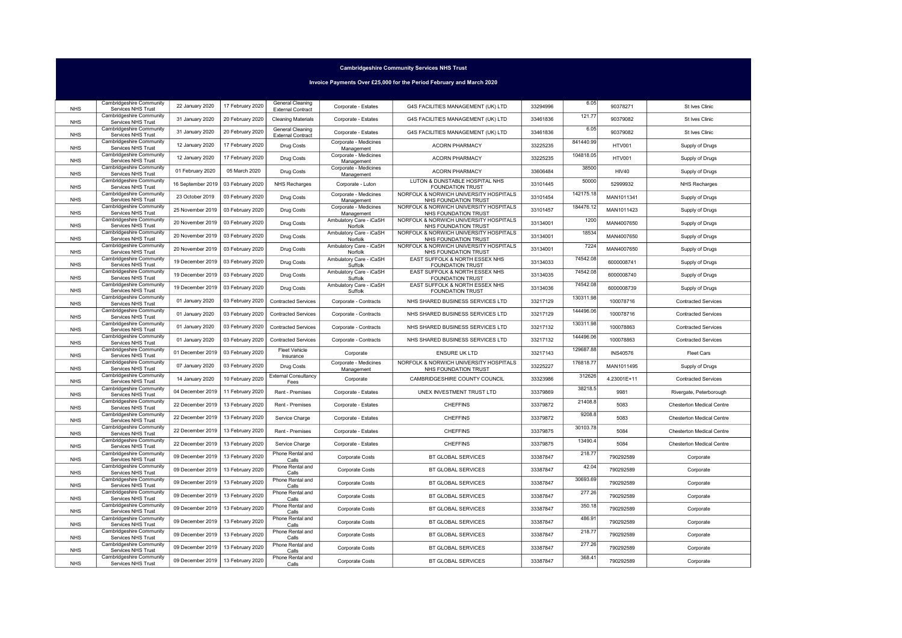# Cambridgeshire Community Services NHS Trust

## Invoice Payments Over £25,000 for the Period February and March 2020

| | | | | | | | | | | |
|---|---|---|---|---|---|---|---|---|---|---|
| NHS | Cambridgeshire Community Services NHS Trust | 22 January 2020 | 17 February 2020 | General Cleaning External Contract | Corporate - Estates | G4S FACILITIES MANAGEMENT (UK) LTD | 33294996 | 6.05 | 90378271 | St Ives Clinic |
| NHS | Cambridgeshire Community Services NHS Trust | 31 January 2020 | 20 February 2020 | Cleaning Materials | Corporate - Estates | G4S FACILITIES MANAGEMENT (UK) LTD | 33461836 | 121.77 | 90379082 | St Ives Clinic |
| NHS | Cambridgeshire Community Services NHS Trust | 31 January 2020 | 20 February 2020 | General Cleaning External Contract | Corporate - Estates | G4S FACILITIES MANAGEMENT (UK) LTD | 33461836 | 6.05 | 90379082 | St Ives Clinic |
| NHS | Cambridgeshire Community Services NHS Trust | 12 January 2020 | 17 February 2020 | Drug Costs | Corporate - Medicines Management | ACORN PHARMACY | 33225235 | 841440.99 | HTV001 | Supply of Drugs |
| NHS | Cambridgeshire Community Services NHS Trust | 12 January 2020 | 17 February 2020 | Drug Costs | Corporate - Medicines Management | ACORN PHARMACY | 33225235 | 104818.05 | HTV001 | Supply of Drugs |
| NHS | Cambridgeshire Community Services NHS Trust | 01 February 2020 | 05 March 2020 | Drug Costs | Corporate - Medicines Management | ACORN PHARMACY | 33606484 | 38500 | HIV40 | Supply of Drugs |
| NHS | Cambridgeshire Community Services NHS Trust | 16 September 2019 | 03 February 2020 | NHS Recharges | Corporate - Luton | LUTON & DUNSTABLE HOSPITAL NHS FOUNDATION TRUST | 33101445 | 50000 | 52999932 | NHS Recharges |
| NHS | Cambridgeshire Community Services NHS Trust | 23 October 2019 | 03 February 2020 | Drug Costs | Corporate - Medicines Management | NORFOLK & NORWICH UNIVERSITY HOSPITALS NHS FOUNDATION TRUST | 33101454 | 142175.18 | MAN1011341 | Supply of Drugs |
| NHS | Cambridgeshire Community Services NHS Trust | 25 November 2019 | 03 February 2020 | Drug Costs | Corporate - Medicines Management | NORFOLK & NORWICH UNIVERSITY HOSPITALS NHS FOUNDATION TRUST | 33101457 | 184476.12 | MAN1011423 | Supply of Drugs |
| NHS | Cambridgeshire Community Services NHS Trust | 20 November 2019 | 03 February 2020 | Drug Costs | Ambulatory Care - iCaSH Norfolk | NORFOLK & NORWICH UNIVERSITY HOSPITALS NHS FOUNDATION TRUST | 33134001 | 1200 | MAN4007650 | Supply of Drugs |
| NHS | Cambridgeshire Community Services NHS Trust | 20 November 2019 | 03 February 2020 | Drug Costs | Ambulatory Care - iCaSH Norfolk | NORFOLK & NORWICH UNIVERSITY HOSPITALS NHS FOUNDATION TRUST | 33134001 | 18534 | MAN4007650 | Supply of Drugs |
| NHS | Cambridgeshire Community Services NHS Trust | 20 November 2019 | 03 February 2020 | Drug Costs | Ambulatory Care - iCaSH Norfolk | NORFOLK & NORWICH UNIVERSITY HOSPITALS NHS FOUNDATION TRUST | 33134001 | 7224 | MAN4007650 | Supply of Drugs |
| NHS | Cambridgeshire Community Services NHS Trust | 19 December 2019 | 03 February 2020 | Drug Costs | Ambulatory Care - iCaSH Suffolk | EAST SUFFOLK & NORTH ESSEX NHS FOUNDATION TRUST | 33134033 | 74542.08 | 6000008741 | Supply of Drugs |
| NHS | Cambridgeshire Community Services NHS Trust | 19 December 2019 | 03 February 2020 | Drug Costs | Ambulatory Care - iCaSH Suffolk | EAST SUFFOLK & NORTH ESSEX NHS FOUNDATION TRUST | 33134035 | 74542.08 | 6000008740 | Supply of Drugs |
| NHS | Cambridgeshire Community Services NHS Trust | 19 December 2019 | 03 February 2020 | Drug Costs | Ambulatory Care - iCaSH Suffolk | EAST SUFFOLK & NORTH ESSEX NHS FOUNDATION TRUST | 33134036 | 74542.08 | 6000008739 | Supply of Drugs |
| NHS | Cambridgeshire Community Services NHS Trust | 01 January 2020 | 03 February 2020 | Contracted Services | Corporate - Contracts | NHS SHARED BUSINESS SERVICES LTD | 33217129 | 130311.98 | 100078716 | Contracted Services |
| NHS | Cambridgeshire Community Services NHS Trust | 01 January 2020 | 03 February 2020 | Contracted Services | Corporate - Contracts | NHS SHARED BUSINESS SERVICES LTD | 33217129 | 144496.06 | 100078716 | Contracted Services |
| NHS | Cambridgeshire Community Services NHS Trust | 01 January 2020 | 03 February 2020 | Contracted Services | Corporate - Contracts | NHS SHARED BUSINESS SERVICES LTD | 33217132 | 130311.98 | 100078863 | Contracted Services |
| NHS | Cambridgeshire Community Services NHS Trust | 01 January 2020 | 03 February 2020 | Contracted Services | Corporate - Contracts | NHS SHARED BUSINESS SERVICES LTD | 33217132 | 144496.06 | 100078863 | Contracted Services |
| NHS | Cambridgeshire Community Services NHS Trust | 01 December 2019 | 03 February 2020 | Fleet Vehicle Insurance | Corporate | ENSURE UK LTD | 33217143 | 129687.88 | INS40576 | Fleet Cars |
| NHS | Cambridgeshire Community Services NHS Trust | 07 January 2020 | 03 February 2020 | Drug Costs | Corporate - Medicines Management | NORFOLK & NORWICH UNIVERSITY HOSPITALS NHS FOUNDATION TRUST | 33225227 | 176818.77 | MAN1011495 | Supply of Drugs |
| NHS | Cambridgeshire Community Services NHS Trust | 14 January 2020 | 10 February 2020 | External Consultancy Fees | Corporate | CAMBRIDGESHIRE COUNTY COUNCIL | 33323986 | 312626 | 4.23001E+11 | Contracted Services |
| NHS | Cambridgeshire Community Services NHS Trust | 04 December 2019 | 11 February 2020 | Rent - Premises | Corporate - Estates | UNEX INVESTMENT TRUST LTD | 33379869 | 38218.5 | 9981 | Rivergate, Peterborough |
| NHS | Cambridgeshire Community Services NHS Trust | 22 December 2019 | 13 February 2020 | Rent - Premises | Corporate - Estates | CHEFFINS | 33379872 | 21408.8 | 5083 | Chesterton Medical Centre |
| NHS | Cambridgeshire Community Services NHS Trust | 22 December 2019 | 13 February 2020 | Service Charge | Corporate - Estates | CHEFFINS | 33379872 | 9208.8 | 5083 | Chesterton Medical Centre |
| NHS | Cambridgeshire Community Services NHS Trust | 22 December 2019 | 13 February 2020 | Rent - Premises | Corporate - Estates | CHEFFINS | 33379875 | 30103.78 | 5084 | Chesterton Medical Centre |
| NHS | Cambridgeshire Community Services NHS Trust | 22 December 2019 | 13 February 2020 | Service Charge | Corporate - Estates | CHEFFINS | 33379875 | 13490.4 | 5084 | Chesterton Medical Centre |
| NHS | Cambridgeshire Community Services NHS Trust | 09 December 2019 | 13 February 2020 | Phone Rental and Calls | Corporate Costs | BT GLOBAL SERVICES | 33387847 | 218.77 | 790292589 | Corporate |
| NHS | Cambridgeshire Community Services NHS Trust | 09 December 2019 | 13 February 2020 | Phone Rental and Calls | Corporate Costs | BT GLOBAL SERVICES | 33387847 | 42.04 | 790292589 | Corporate |
| NHS | Cambridgeshire Community Services NHS Trust | 09 December 2019 | 13 February 2020 | Phone Rental and Calls | Corporate Costs | BT GLOBAL SERVICES | 33387847 | 30693.69 | 790292589 | Corporate |
| NHS | Cambridgeshire Community Services NHS Trust | 09 December 2019 | 13 February 2020 | Phone Rental and Calls | Corporate Costs | BT GLOBAL SERVICES | 33387847 | 277.26 | 790292589 | Corporate |
| NHS | Cambridgeshire Community Services NHS Trust | 09 December 2019 | 13 February 2020 | Phone Rental and Calls | Corporate Costs | BT GLOBAL SERVICES | 33387847 | 350.18 | 790292589 | Corporate |
| NHS | Cambridgeshire Community Services NHS Trust | 09 December 2019 | 13 February 2020 | Phone Rental and Calls | Corporate Costs | BT GLOBAL SERVICES | 33387847 | 486.91 | 790292589 | Corporate |
| NHS | Cambridgeshire Community Services NHS Trust | 09 December 2019 | 13 February 2020 | Phone Rental and Calls | Corporate Costs | BT GLOBAL SERVICES | 33387847 | 218.77 | 790292589 | Corporate |
| NHS | Cambridgeshire Community Services NHS Trust | 09 December 2019 | 13 February 2020 | Phone Rental and Calls | Corporate Costs | BT GLOBAL SERVICES | 33387847 | 277.26 | 790292589 | Corporate |
| NHS | Cambridgeshire Community Services NHS Trust | 09 December 2019 | 13 February 2020 | Phone Rental and Calls | Corporate Costs | BT GLOBAL SERVICES | 33387847 | 368.41 | 790292589 | Corporate |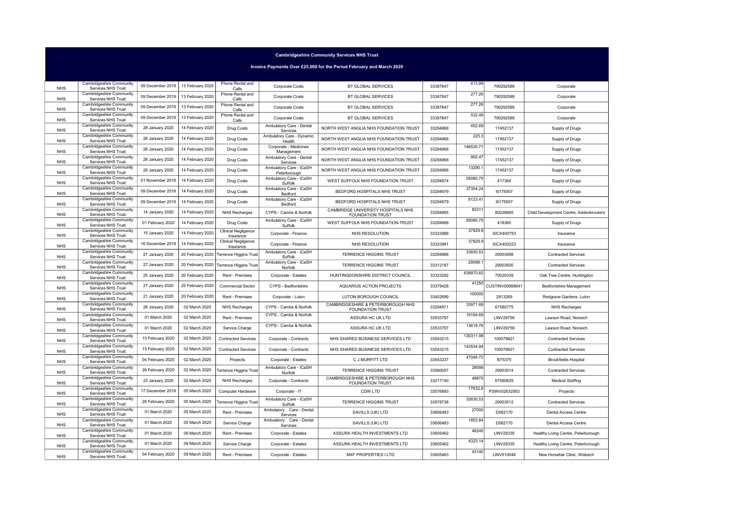## Cambridgeshire Community Services NHS Trust

### Invoice Payments Over £25,000 for the Period February and March 2020

| | | | | | | | | | | |
|---|---|---|---|---|---|---|---|---|---|---|
| NHS | Cambridgeshire Community Services NHS Trust | 09 December 2019 | 13 February 2020 | Phone Rental and Calls | Corporate Costs | BT GLOBAL SERVICES | 33387847 | 413.99 | 790292589 | Corporate |
| NHS | Cambridgeshire Community Services NHS Trust | 09 December 2019 | 13 February 2020 | Phone Rental and Calls | Corporate Costs | BT GLOBAL SERVICES | 33387847 | 277.26 | 790292589 | Corporate |
| NHS | Cambridgeshire Community Services NHS Trust | 09 December 2019 | 13 February 2020 | Phone Rental and Calls | Corporate Costs | BT GLOBAL SERVICES | 33387847 | 277.26 | 790292589 | Corporate |
| NHS | Cambridgeshire Community Services NHS Trust | 09 December 2019 | 13 February 2020 | Phone Rental and Calls | Corporate Costs | BT GLOBAL SERVICES | 33387847 | 532.49 | 790292589 | Corporate |
| NHS | Cambridgeshire Community Services NHS Trust | 28 January 2020 | 14 February 2020 | Drug Costs | Ambulatory Care - Dental Services | NORTH WEST ANGLIA NHS FOUNDATION TRUST | 33294968 | 452.69 | 17452137 | Supply of Drugs |
| NHS | Cambridgeshire Community Services NHS Trust | 28 January 2020 | 14 February 2020 | Drug Costs | Ambulatory Care - Dynamic Health | NORTH WEST ANGLIA NHS FOUNDATION TRUST | 33294968 | 225.3 | 17452137 | Supply of Drugs |
| NHS | Cambridgeshire Community Services NHS Trust | 28 January 2020 | 14 February 2020 | Drug Costs | Corporate - Medicines Management | NORTH WEST ANGLIA NHS FOUNDATION TRUST | 33294968 | 146535.71 | 17452137 | Supply of Drugs |
| NHS | Cambridgeshire Community Services NHS Trust | 28 January 2020 | 14 February 2020 | Drug Costs | Ambulatory Care - Dental Services | NORTH WEST ANGLIA NHS FOUNDATION TRUST | 33294968 | 992.47 | 17452137 | Supply of Drugs |
| NHS | Cambridgeshire Community Services NHS Trust | 28 January 2020 | 14 February 2020 | Drug Costs | Ambulatory Care - iCaSH Peterborough | NORTH WEST ANGLIA NHS FOUNDATION TRUST | 33294968 | 13290.1 | 17452137 | Supply of Drugs |
| NHS | Cambridgeshire Community Services NHS Trust | 01 November 2019 | 14 February 2020 | Drug Costs | Ambulatory Care - iCaSH Suffolk | WEST SUFFOLK NHS FOUNDATION TRUST | 33294974 | 55080.75 | 417364 | Supply of Drugs |
| NHS | Cambridgeshire Community Services NHS Trust | 09 December 2019 | 14 February 2020 | Drug Costs | Ambulatory Care - iCaSH Bedford | BEDFORD HOSPITALS NHS TRUST | 33294979 | 37354.24 | I0175507 | Supply of Drugs |
| NHS | Cambridgeshire Community Services NHS Trust | 09 December 2019 | 14 February 2020 | Drug Costs | Ambulatory Care - iCaSH Bedford | BEDFORD HOSPITALS NHS TRUST | 33294979 | 8123.41 | I0175507 | Supply of Drugs |
| NHS | Cambridgeshire Community Services NHS Trust | 14 January 2020 | 14 February 2020 | NHS Recharges | CYPS - Cambs & Norfolk | CAMBRIDGE UNIVERSITY HOSPITALS NHS FOUNDATION TRUST | 33294985 | 83311 | 80226665 | Child Development Centre, Addenbrooke's |
| NHS | Cambridgeshire Community Services NHS Trust | 01 February 2020 | 14 February 2020 | Drug Costs | Ambulatory Care - iCaSH Suffolk | WEST SUFFOLK NHS FOUNDATION TRUST | 33294988 | 55080.75 | 418360 | Supply of Drugs |
| NHS | Cambridgeshire Community Services NHS Trust | 15 January 2020 | 14 February 2020 | Clinical Negligence Insurance | Corporate - Finance | NHS RESOLUTION | 33323988 | 37829.9 | SICX400753 | Insurance |
| NHS | Cambridgeshire Community Services NHS Trust | 16 December 2019 | 14 February 2020 | Clinical Negligence Insurance | Corporate - Finance | NHS RESOLUTION | 33323991 | 37829.9 | SICX400223 | Insurance |
| NHS | Cambridgeshire Community Services NHS Trust | 27 January 2020 | 20 February 2020 | Terrence Higgins Trust | Ambulatory Care - iCaSH Suffolk | TERRENCE HIGGINS TRUST | 33294966 | 33830.53 | 29003498 | Contracted Services |
| NHS | Cambridgeshire Community Services NHS Trust | 27 January 2020 | 20 February 2020 | Terrence Higgins Trust | Ambulatory Care - iCaSH Norfolk | TERRENCE HIGGINS TRUST | 33312187 | 29098.1 | 29003500 | Contracted Services |
| NHS | Cambridgeshire Community Services NHS Trust | 25 January 2020 | 20 February 2020 | Rent - Premises | Corporate - Estates | HUNTINGDONSHIRE DISTRICT COUNCIL | 33323292 | 639970.82 | 70020339 | Oak Tree Centre, Huntingdon |
| NHS | Cambridgeshire Community Services NHS Trust | 27 January 2020 | 20 February 2020 | Commercial Sector | CYPS - Bedfordshire | AQUARIUS ACTION PROJECTS | 33379428 | 41250 | CUSTINV00068641 | Bedfordshire Management |
| NHS | Cambridgeshire Community Services NHS Trust | 21 January 2020 | 20 February 2020 | Rent - Premises | Corporate - Luton | LUTON BOROUGH COUNCIL | 33402699 | 100000 | 2813269 | Redgrave Gardens. Luton |
| NHS | Cambridgeshire Community Services NHS Trust | 28 January 2020 | 02 March 2020 | NHS Recharges | CYPS - Cambs & Norfolk | CAMBRIDGESHIRE & PETERBOROUGH NHS FOUNDATION TRUST | 33294971 | 33971.69 | 67580775 | NHS Recharges |
| NHS | Cambridgeshire Community Services NHS Trust | 01 March 2020 | 02 March 2020 | Rent - Premises | CYPS - Cambs & Norfolk | ASSURA HC UK LTD | 33533797 | 19194.69 | LINV29759 | Lawson Road, Norwich |
| NHS | Cambridgeshire Community Services NHS Trust | 01 March 2020 | 02 March 2020 | Service Charge | CYPS - Cambs & Norfolk | ASSURA HC UK LTD | 33533797 | 13618.76 | LINV29759 | Lawson Road, Norwich |
| NHS | Cambridgeshire Community Services NHS Trust | 15 February 2020 | 02 March 2020 | Contracted Services | Corporate - Contracts | NHS SHARED BUSINESS SERVICES LTD | 33543215 | 130311.98 | 100079821 | Contracted Services |
| NHS | Cambridgeshire Community Services NHS Trust | 15 February 2020 | 02 March 2020 | Contracted Services | Corporate - Contracts | NHS SHARED BUSINESS SERVICES LTD | 33543215 | 143534.94 | 100079821 | Contracted Services |
| NHS | Cambridgeshire Community Services NHS Trust | 04 February 2020 | 02 March 2020 | Projects | Corporate - Estates | C J MURFITT LTD | 33543237 | 47048.72 | B75375 | Brookfields Hospital |
| NHS | Cambridgeshire Community Services NHS Trust | 26 February 2020 | 02 March 2020 | Terrence Higgins Trust | Ambulatory Care - iCaSH Norfolk | TERRENCE HIGGINS TRUST | 33560057 | 29098 | 29003514 | Contracted Services |
| NHS | Cambridgeshire Community Services NHS Trust | 23 January 2020 | 02 March 2020 | NHS Recharges | Corporate - Contracts | CAMBRIDGESHIRE & PETERBOROUGH NHS FOUNDATION TRUST | 33217150 | 49875 | 67580629 | Medical Staffing |
| NHS | Cambridgeshire Community Services NHS Trust | 17 December 2019 | 05 March 2020 | Computer Hardware | Corporate - IT | CDW LTD | 33576693 | 77632.8 | PSINV02632953 | Projects |
| NHS | Cambridgeshire Community Services NHS Trust | 26 February 2020 | 05 March 2020 | Terrence Higgins Trust | Ambulatory Care - iCaSH Suffolk | TERRENCE HIGGINS TRUST | 33578738 | 33830.53 | 29003512 | Contracted Services |
| NHS | Cambridgeshire Community Services NHS Trust | 01 March 2020 | 05 March 2020 | Rent - Premises | Ambulatory Care - Dental Services | SAVILLS (UK) LTD | 33606483 | 27000 | D062170 | Dental Access Centre |
| NHS | Cambridgeshire Community Services NHS Trust | 01 March 2020 | 05 March 2020 | Service Charge | Ambulatory Care - Dental Services | SAVILLS (UK) LTD | 33606483 | 1853.84 | D062170 | Dental Access Centre |
| NHS | Cambridgeshire Community Services NHS Trust | 01 March 2020 | 09 March 2020 | Rent - Premises | Corporate - Estates | ASSURA HEALTH INVESTMENTS LTD | 33605462 | 46245 | LINV29335 | Healthy Living Centre, Peterborough |
| NHS | Cambridgeshire Community Services NHS Trust | 01 March 2020 | 09 March 2020 | Service Charge | Corporate - Estates | ASSURA HEALTH INVESTMENTS LTD | 33605462 | 4323.14 | LINV29335 | Healthy Living Centre, Peterborough |
| NHS | Cambridgeshire Community Services NHS Trust | 04 February 2020 | 09 March 2020 | Rent - Premises | Corporate - Estates | MXF PROPERTIES I LTD | 33605463 | 43140 | LINV510048 | New Horsefair Clinic, Wisbech |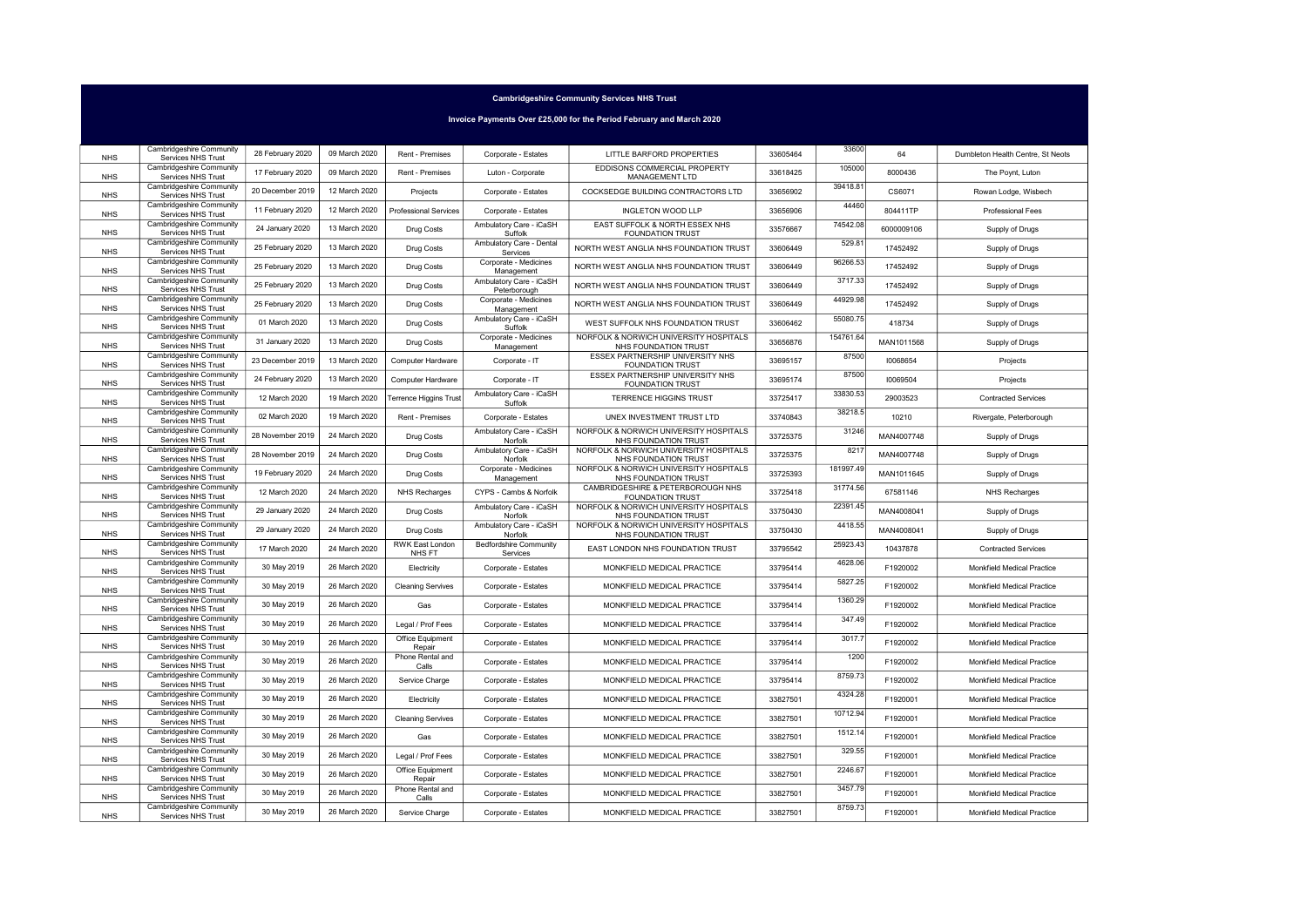# Cambridgeshire Community Services NHS Trust

## Invoice Payments Over £25,000 for the Period February and March 2020

| | | | | | | | | | | |
|---|---|---|---|---|---|---|---|---|---|---|
| NHS | Cambridgeshire Community Services NHS Trust | 28 February 2020 | 09 March 2020 | Rent - Premises | Corporate - Estates | LITTLE BARFORD PROPERTIES | 33605464 | 33600 | 64 | Dumbleton Health Centre, St Neots |
| NHS | Cambridgeshire Community Services NHS Trust | 17 February 2020 | 09 March 2020 | Rent - Premises | Luton - Corporate | EDDISONS COMMERCIAL PROPERTY MANAGEMENT LTD | 33618425 | 105000 | 8000436 | The Poynt, Luton |
| NHS | Cambridgeshire Community Services NHS Trust | 20 December 2019 | 12 March 2020 | Projects | Corporate - Estates | COCKSEDGE BUILDING CONTRACTORS LTD | 33656902 | 39418.81 | CS6071 | Rowan Lodge, Wisbech |
| NHS | Cambridgeshire Community Services NHS Trust | 11 February 2020 | 12 March 2020 | Professional Services | Corporate - Estates | INGLETON WOOD LLP | 33656906 | 44460 | 804411TP | Professional Fees |
| NHS | Cambridgeshire Community Services NHS Trust | 24 January 2020 | 13 March 2020 | Drug Costs | Ambulatory Care - iCaSH Suffolk | EAST SUFFOLK & NORTH ESSEX NHS FOUNDATION TRUST | 33576667 | 74542.08 | 6000009106 | Supply of Drugs |
| NHS | Cambridgeshire Community Services NHS Trust | 25 February 2020 | 13 March 2020 | Drug Costs | Ambulatory Care - Dental Services | NORTH WEST ANGLIA NHS FOUNDATION TRUST | 33606449 | 529.81 | 17452492 | Supply of Drugs |
| NHS | Cambridgeshire Community Services NHS Trust | 25 February 2020 | 13 March 2020 | Drug Costs | Corporate - Medicines Management | NORTH WEST ANGLIA NHS FOUNDATION TRUST | 33606449 | 96266.53 | 17452492 | Supply of Drugs |
| NHS | Cambridgeshire Community Services NHS Trust | 25 February 2020 | 13 March 2020 | Drug Costs | Ambulatory Care - iCaSH Peterborough | NORTH WEST ANGLIA NHS FOUNDATION TRUST | 33606449 | 3717.33 | 17452492 | Supply of Drugs |
| NHS | Cambridgeshire Community Services NHS Trust | 25 February 2020 | 13 March 2020 | Drug Costs | Corporate - Medicines Management | NORTH WEST ANGLIA NHS FOUNDATION TRUST | 33606449 | 44929.98 | 17452492 | Supply of Drugs |
| NHS | Cambridgeshire Community Services NHS Trust | 01 March 2020 | 13 March 2020 | Drug Costs | Ambulatory Care - iCaSH Suffolk | WEST SUFFOLK NHS FOUNDATION TRUST | 33606462 | 55080.75 | 418734 | Supply of Drugs |
| NHS | Cambridgeshire Community Services NHS Trust | 31 January 2020 | 13 March 2020 | Drug Costs | Corporate - Medicines Management | NORFOLK & NORWICH UNIVERSITY HOSPITALS NHS FOUNDATION TRUST | 33656876 | 154761.64 | MAN1011568 | Supply of Drugs |
| NHS | Cambridgeshire Community Services NHS Trust | 23 December 2019 | 13 March 2020 | Computer Hardware | Corporate - IT | ESSEX PARTNERSHIP UNIVERSITY NHS FOUNDATION TRUST | 33695157 | 87500 | I0068654 | Projects |
| NHS | Cambridgeshire Community Services NHS Trust | 24 February 2020 | 13 March 2020 | Computer Hardware | Corporate - IT | ESSEX PARTNERSHIP UNIVERSITY NHS FOUNDATION TRUST | 33695174 | 87500 | I0069504 | Projects |
| NHS | Cambridgeshire Community Services NHS Trust | 12 March 2020 | 19 March 2020 | Terrence Higgins Trust | Ambulatory Care - iCaSH Suffolk | TERRENCE HIGGINS TRUST | 33725417 | 33830.53 | 29003523 | Contracted Services |
| NHS | Cambridgeshire Community Services NHS Trust | 02 March 2020 | 19 March 2020 | Rent - Premises | Corporate - Estates | UNEX INVESTMENT TRUST LTD | 33740843 | 38218.5 | 10210 | Rivergate, Peterborough |
| NHS | Cambridgeshire Community Services NHS Trust | 28 November 2019 | 24 March 2020 | Drug Costs | Ambulatory Care - iCaSH Norfolk | NORFOLK & NORWICH UNIVERSITY HOSPITALS NHS FOUNDATION TRUST | 33725375 | 31246 | MAN4007748 | Supply of Drugs |
| NHS | Cambridgeshire Community Services NHS Trust | 28 November 2019 | 24 March 2020 | Drug Costs | Ambulatory Care - iCaSH Norfolk | NORFOLK & NORWICH UNIVERSITY HOSPITALS NHS FOUNDATION TRUST | 33725375 | 8217 | MAN4007748 | Supply of Drugs |
| NHS | Cambridgeshire Community Services NHS Trust | 19 February 2020 | 24 March 2020 | Drug Costs | Corporate - Medicines Management | NORFOLK & NORWICH UNIVERSITY HOSPITALS NHS FOUNDATION TRUST | 33725393 | 181997.49 | MAN1011645 | Supply of Drugs |
| NHS | Cambridgeshire Community Services NHS Trust | 12 March 2020 | 24 March 2020 | NHS Recharges | CYPS - Cambs & Norfolk | CAMBRIDGESHIRE & PETERBOROUGH NHS FOUNDATION TRUST | 33725418 | 31774.56 | 67581146 | NHS Recharges |
| NHS | Cambridgeshire Community Services NHS Trust | 29 January 2020 | 24 March 2020 | Drug Costs | Ambulatory Care - iCaSH Norfolk | NORFOLK & NORWICH UNIVERSITY HOSPITALS NHS FOUNDATION TRUST | 33750430 | 22391.45 | MAN4008041 | Supply of Drugs |
| NHS | Cambridgeshire Community Services NHS Trust | 29 January 2020 | 24 March 2020 | Drug Costs | Ambulatory Care - iCaSH Norfolk | NORFOLK & NORWICH UNIVERSITY HOSPITALS NHS FOUNDATION TRUST | 33750430 | 4418.55 | MAN4008041 | Supply of Drugs |
| NHS | Cambridgeshire Community Services NHS Trust | 17 March 2020 | 24 March 2020 | RWK East London NHS FT | Bedfordshire Community Services | EAST LONDON NHS FOUNDATION TRUST | 33795542 | 25923.43 | 10437878 | Contracted Services |
| NHS | Cambridgeshire Community Services NHS Trust | 30 May 2019 | 26 March 2020 | Electricity | Corporate - Estates | MONKFIELD MEDICAL PRACTICE | 33795414 | 4628.06 | F1920002 | Monkfield Medical Practice |
| NHS | Cambridgeshire Community Services NHS Trust | 30 May 2019 | 26 March 2020 | Cleaning Servives | Corporate - Estates | MONKFIELD MEDICAL PRACTICE | 33795414 | 5827.25 | F1920002 | Monkfield Medical Practice |
| NHS | Cambridgeshire Community Services NHS Trust | 30 May 2019 | 26 March 2020 | Gas | Corporate - Estates | MONKFIELD MEDICAL PRACTICE | 33795414 | 1360.29 | F1920002 | Monkfield Medical Practice |
| NHS | Cambridgeshire Community Services NHS Trust | 30 May 2019 | 26 March 2020 | Legal / Prof Fees | Corporate - Estates | MONKFIELD MEDICAL PRACTICE | 33795414 | 347.49 | F1920002 | Monkfield Medical Practice |
| NHS | Cambridgeshire Community Services NHS Trust | 30 May 2019 | 26 March 2020 | Office Equipment Repair | Corporate - Estates | MONKFIELD MEDICAL PRACTICE | 33795414 | 3017.7 | F1920002 | Monkfield Medical Practice |
| NHS | Cambridgeshire Community Services NHS Trust | 30 May 2019 | 26 March 2020 | Phone Rental and Calls | Corporate - Estates | MONKFIELD MEDICAL PRACTICE | 33795414 | 1200 | F1920002 | Monkfield Medical Practice |
| NHS | Cambridgeshire Community Services NHS Trust | 30 May 2019 | 26 March 2020 | Service Charge | Corporate - Estates | MONKFIELD MEDICAL PRACTICE | 33795414 | 8759.73 | F1920002 | Monkfield Medical Practice |
| NHS | Cambridgeshire Community Services NHS Trust | 30 May 2019 | 26 March 2020 | Electricity | Corporate - Estates | MONKFIELD MEDICAL PRACTICE | 33827501 | 4324.28 | F1920001 | Monkfield Medical Practice |
| NHS | Cambridgeshire Community Services NHS Trust | 30 May 2019 | 26 March 2020 | Cleaning Servives | Corporate - Estates | MONKFIELD MEDICAL PRACTICE | 33827501 | 10712.94 | F1920001 | Monkfield Medical Practice |
| NHS | Cambridgeshire Community Services NHS Trust | 30 May 2019 | 26 March 2020 | Gas | Corporate - Estates | MONKFIELD MEDICAL PRACTICE | 33827501 | 1512.14 | F1920001 | Monkfield Medical Practice |
| NHS | Cambridgeshire Community Services NHS Trust | 30 May 2019 | 26 March 2020 | Legal / Prof Fees | Corporate - Estates | MONKFIELD MEDICAL PRACTICE | 33827501 | 329.55 | F1920001 | Monkfield Medical Practice |
| NHS | Cambridgeshire Community Services NHS Trust | 30 May 2019 | 26 March 2020 | Office Equipment Repair | Corporate - Estates | MONKFIELD MEDICAL PRACTICE | 33827501 | 2246.67 | F1920001 | Monkfield Medical Practice |
| NHS | Cambridgeshire Community Services NHS Trust | 30 May 2019 | 26 March 2020 | Phone Rental and Calls | Corporate - Estates | MONKFIELD MEDICAL PRACTICE | 33827501 | 3457.79 | F1920001 | Monkfield Medical Practice |
| NHS | Cambridgeshire Community Services NHS Trust | 30 May 2019 | 26 March 2020 | Service Charge | Corporate - Estates | MONKFIELD MEDICAL PRACTICE | 33827501 | 8759.73 | F1920001 | Monkfield Medical Practice |